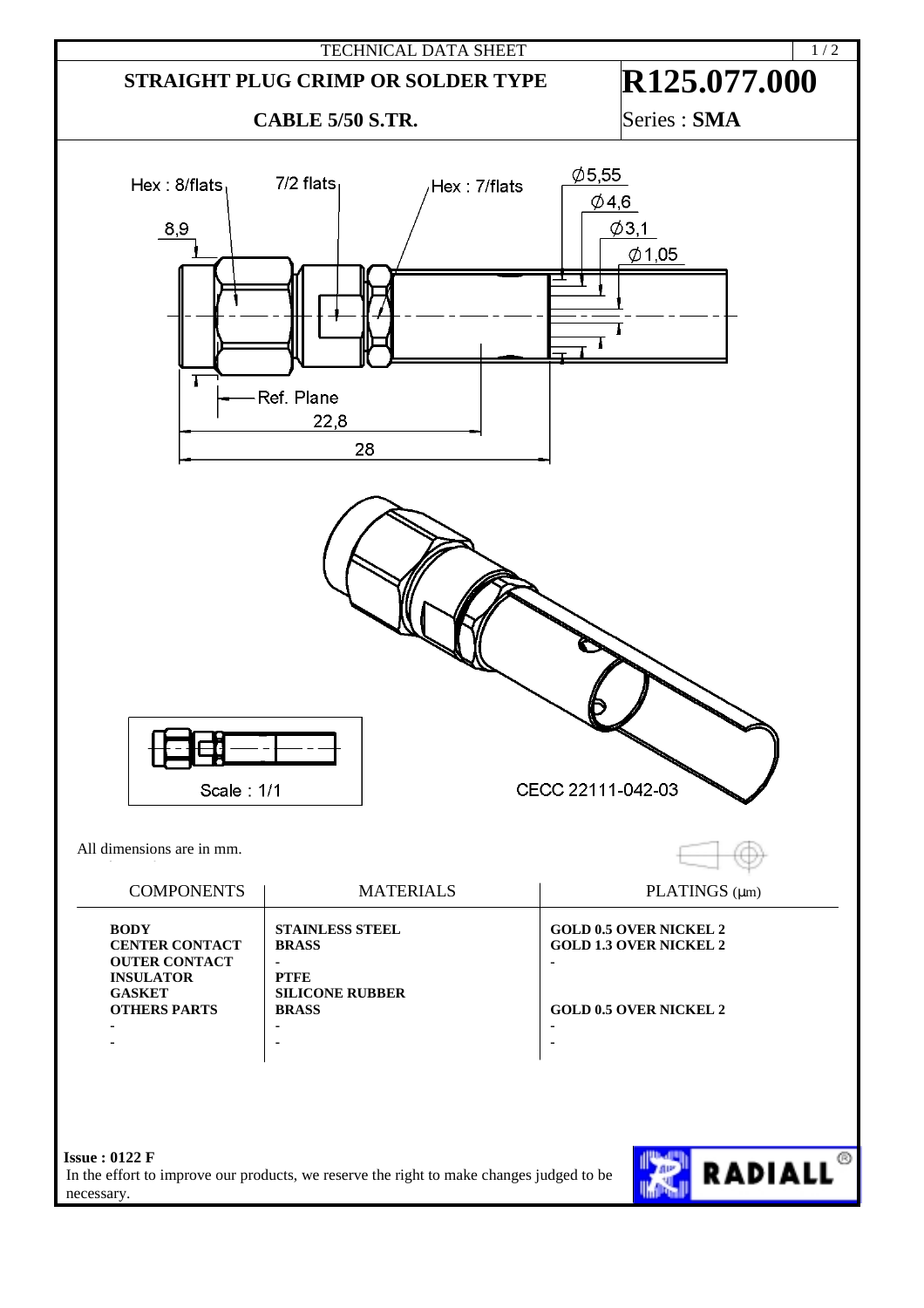TECHNICAL DATA SHEET

# STRAIGHT PLUG CRIMP OR SOLDER TYPE

## CABLE 5/50 S.TR.

# R125.077.000

Series : **SMA**

Hex : 8/flats
7/2 flats
Hex : 7/flats
Ø5,55
Ø4,6
Ø3,1
Ø1,05
8,9
Ref. Plane
22,8
28

Scale : 1/1

CECC 22111-042-03

All dimensions are in mm.

| COMPONENTS | MATERIALS | PLATINGS (µm) |
|---|---|---|
| **BODY** | **STAINLESS STEEL** | **GOLD 0.5 OVER NICKEL 2** |
| **CENTER CONTACT** | **BRASS** | **GOLD 1.3 OVER NICKEL 2** |
| **OUTER CONTACT** | - | - |
| **INSULATOR** | **PTFE** | |
| **GASKET** | **SILICONE RUBBER** | |
| **OTHERS PARTS** | **BRASS** | **GOLD 0.5 OVER NICKEL 2** |
| - | - | - |
| - | - | - |

**Issue : 0122 F**

In the effort to improve our products, we reserve the right to make changes judged to be necessary.

RADIALL®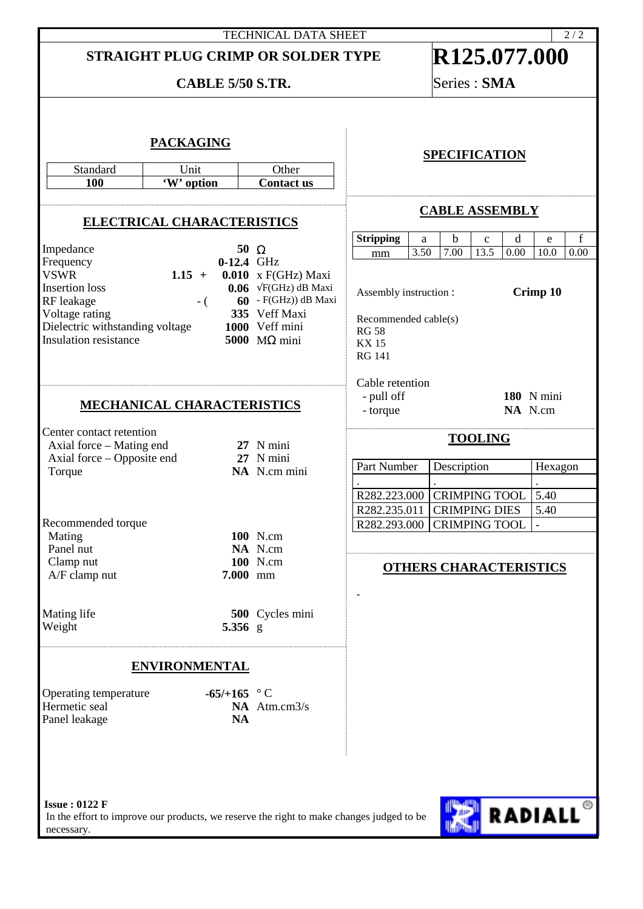# STRAIGHT PLUG CRIMP OR SOLDER TYPE

**R125.077.000**

**CABLE 5/50 S.TR.**

Series : **SMA**

## PACKAGING

| Standard | Unit | Other |
|---|---|---|
| **100** | **'W' option** | **Contact us** |

## ELECTRICAL CHARACTERISTICS

| | | |
|---|---|---|
| Impedance | **50** | Ω |
| Frequency | **0-12.4** | GHz |
| VSWR | **1.15 + 0.010** | x F(GHz) Maxi |
| Insertion loss | **0.06** | √F(GHz) dB Maxi |
| RF leakage | - ( **60** | - F(GHz)) dB Maxi |
| Voltage rating | **335** | Veff Maxi |
| Dielectric withstanding voltage | **1000** | Veff mini |
| Insulation resistance | **5000** | MΩ mini |

## MECHANICAL CHARACTERISTICS

| | | |
|---|---|---|
| Center contact retention | | |
| Axial force – Mating end | **27** | N mini |
| Axial force – Opposite end | **27** | N mini |
| Torque | **NA** | N.cm mini |
| Recommended torque | | |
| Mating | **100** | N.cm |
| Panel nut | **NA** | N.cm |
| Clamp nut | **100** | N.cm |
| A/F clamp nut | **7.000** | mm |
| Mating life | **500** | Cycles mini |
| Weight | **5.356** | g |

## ENVIRONMENTAL

| | | |
|---|---|---|
| Operating temperature | **-65/+165** | ° C |
| Hermetic seal | **NA** | Atm.cm3/s |
| Panel leakage | **NA** | |

## SPECIFICATION

## CABLE ASSEMBLY

| Stripping | a | b | c | d | e | f |
|---|---|---|---|---|---|---|
| mm | 3.50 | 7.00 | 13.5 | 0.00 | 10.0 | 0.00 |

Assembly instruction : **Crimp 10**

Recommended cable(s)
RG 58
KX 15
RG 141

Cable retention
- pull off **180** N mini
- torque **NA** N.cm

## TOOLING

| Part Number | Description | Hexagon |
|---|---|---|
| . | . | . |
| R282.223.000 | CRIMPING TOOL | 5.40 |
| R282.235.011 | CRIMPING DIES | 5.40 |
| R282.293.000 | CRIMPING TOOL | - |

## OTHERS CHARACTERISTICS

-

**Issue : 0122 F**
In the effort to improve our products, we reserve the right to make changes judged to be necessary.

RADIALL®